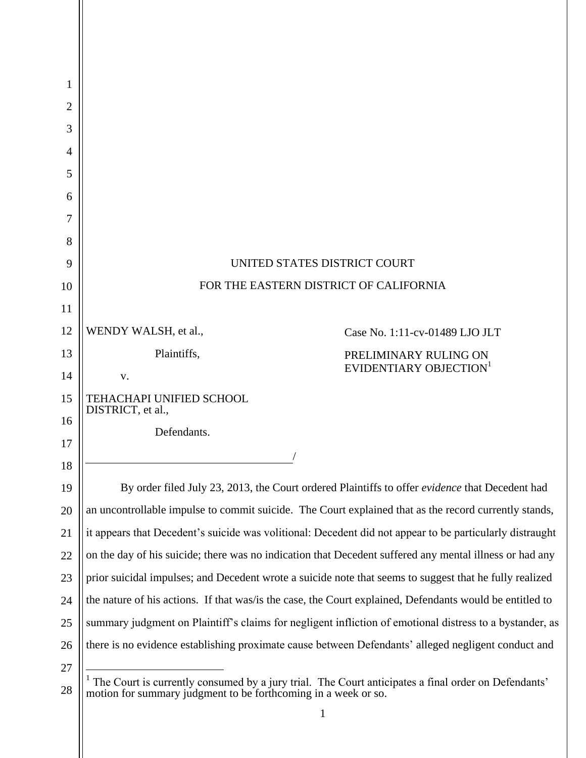UNITED STATES DISTRICT COURT

FOR THE EASTERN DISTRICT OF CALIFORNIA

WENDY WALSH, et al.,

Plaintiffs,

v.

TEHACHAPI UNIFIED SCHOOL DISTRICT, et al.,

Defendants.

/

Case No. 1:11-cv-01489 LJO JLT

PRELIMINARY RULING ON EVIDENTIARY OBJECTION[1]

By order filed July 23, 2013, the Court ordered Plaintiffs to offer *evidence* that Decedent had an uncontrollable impulse to commit suicide. The Court explained that as the record currently stands, it appears that Decedent's suicide was volitional: Decedent did not appear to be particularly distraught on the day of his suicide; there was no indication that Decedent suffered any mental illness or had any prior suicidal impulses; and Decedent wrote a suicide note that seems to suggest that he fully realized the nature of his actions. If that was/is the case, the Court explained, Defendants would be entitled to summary judgment on Plaintiff's claims for negligent infliction of emotional distress to a bystander, as there is no evidence establishing proximate cause between Defendants' alleged negligent conduct and

[1] The Court is currently consumed by a jury trial. The Court anticipates a final order on Defendants' motion for summary judgment to be forthcoming in a week or so.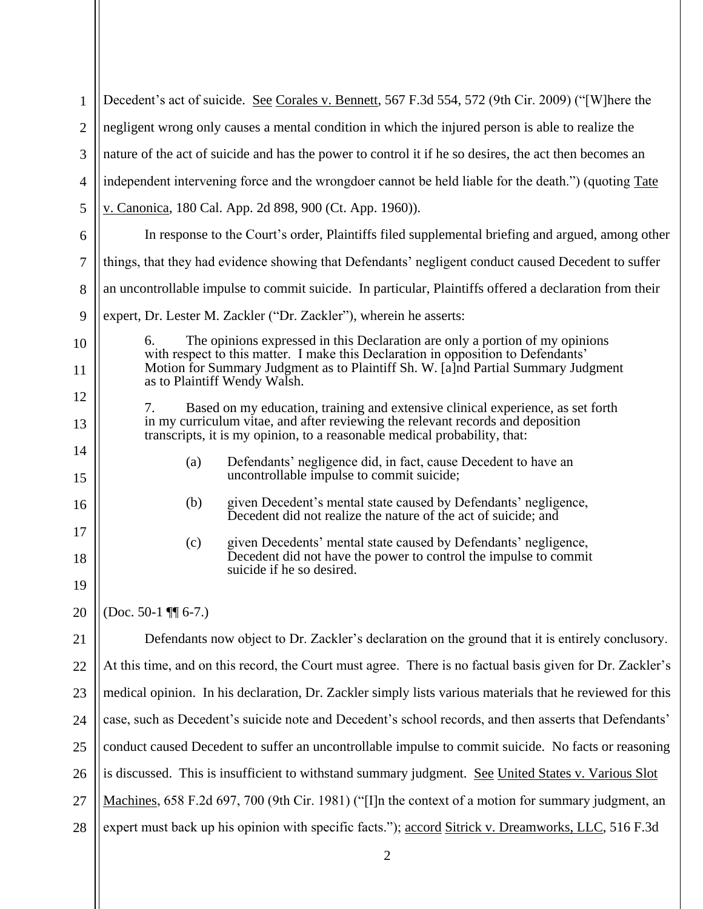Decedent's act of suicide. See Corales v. Bennett, 567 F.3d 554, 572 (9th Cir. 2009) ("[W]here the negligent wrong only causes a mental condition in which the injured person is able to realize the nature of the act of suicide and has the power to control it if he so desires, the act then becomes an independent intervening force and the wrongdoer cannot be held liable for the death.") (quoting Tate v. Canonica, 180 Cal. App. 2d 898, 900 (Ct. App. 1960)).

In response to the Court's order, Plaintiffs filed supplemental briefing and argued, among other things, that they had evidence showing that Defendants' negligent conduct caused Decedent to suffer an uncontrollable impulse to commit suicide. In particular, Plaintiffs offered a declaration from their expert, Dr. Lester M. Zackler ("Dr. Zackler"), wherein he asserts:

> 6. The opinions expressed in this Declaration are only a portion of my opinions with respect to this matter. I make this Declaration in opposition to Defendants' Motion for Summary Judgment as to Plaintiff Sh. W. [a]nd Partial Summary Judgment as to Plaintiff Wendy Walsh.
>
> 7. Based on my education, training and extensive clinical experience, as set forth in my curriculum vitae, and after reviewing the relevant records and deposition transcripts, it is my opinion, to a reasonable medical probability, that:
>
> (a) Defendants' negligence did, in fact, cause Decedent to have an uncontrollable impulse to commit suicide;
>
> (b) given Decedent's mental state caused by Defendants' negligence, Decedent did not realize the nature of the act of suicide; and
>
> (c) given Decedents' mental state caused by Defendants' negligence, Decedent did not have the power to control the impulse to commit suicide if he so desired.

(Doc. 50-1 ¶¶ 6-7.)

Defendants now object to Dr. Zackler's declaration on the ground that it is entirely conclusory. At this time, and on this record, the Court must agree. There is no factual basis given for Dr. Zackler's medical opinion. In his declaration, Dr. Zackler simply lists various materials that he reviewed for this case, such as Decedent's suicide note and Decedent's school records, and then asserts that Defendants' conduct caused Decedent to suffer an uncontrollable impulse to commit suicide. No facts or reasoning is discussed. This is insufficient to withstand summary judgment. See United States v. Various Slot Machines, 658 F.2d 697, 700 (9th Cir. 1981) ("[I]n the context of a motion for summary judgment, an expert must back up his opinion with specific facts."); accord Sitrick v. Dreamworks, LLC, 516 F.3d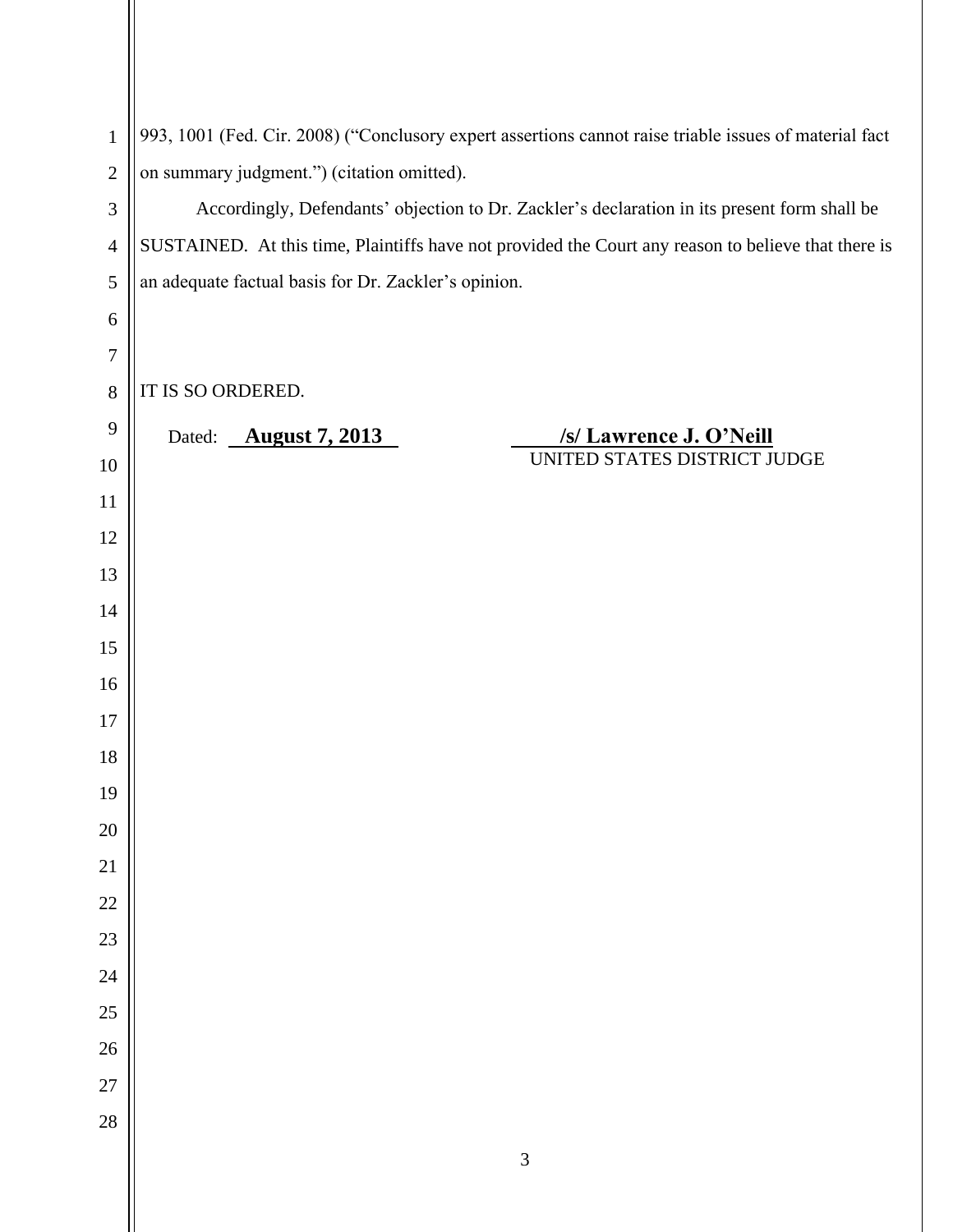993, 1001 (Fed. Cir. 2008) ("Conclusory expert assertions cannot raise triable issues of material fact on summary judgment.") (citation omitted).

Accordingly, Defendants' objection to Dr. Zackler's declaration in its present form shall be SUSTAINED. At this time, Plaintiffs have not provided the Court any reason to believe that there is an adequate factual basis for Dr. Zackler's opinion.

IT IS SO ORDERED.

Dated: **August 7, 2013**

**/s/ Lawrence J. O'Neill**
UNITED STATES DISTRICT JUDGE